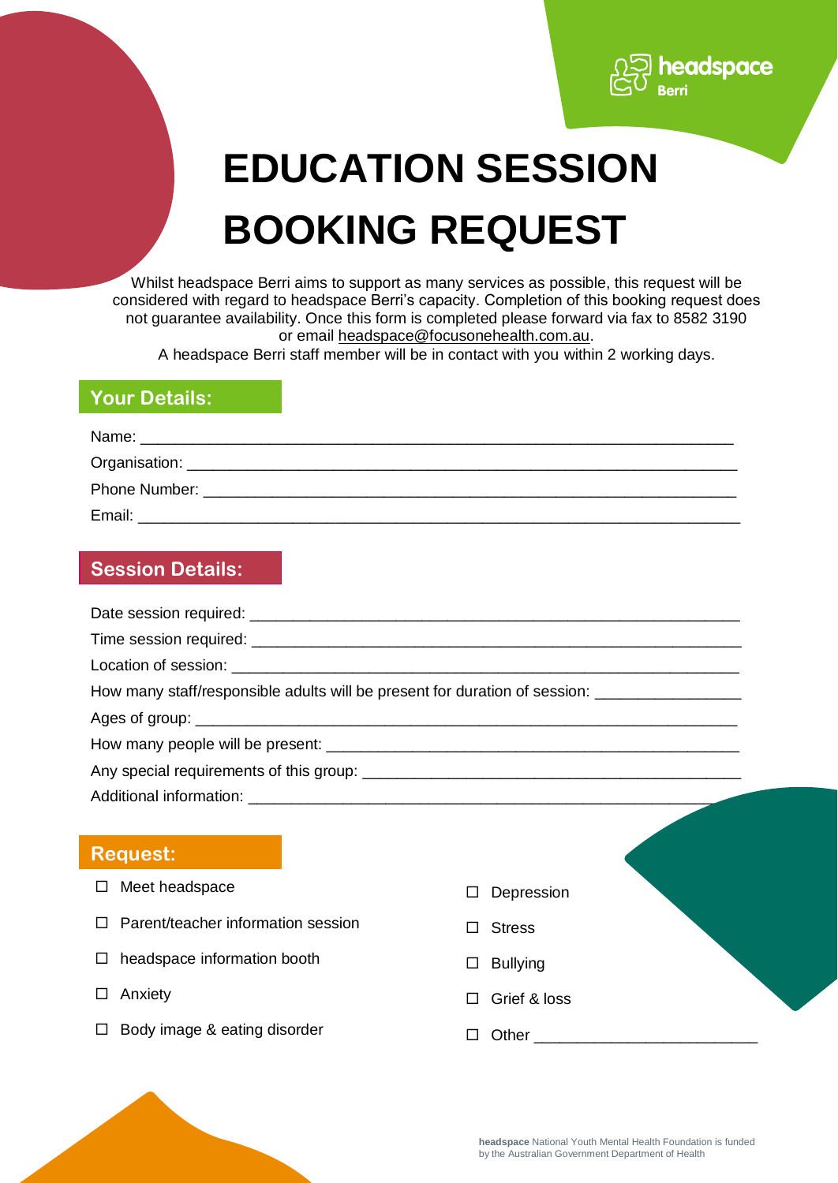headspace Berri

# EDUCATION SESSION BOOKING REQUEST

Whilst headspace Berri aims to support as many services as possible, this request will be considered with regard to headspace Berri's capacity. Completion of this booking request does not guarantee availability. Once this form is completed please forward via fax to 8582 3190 or email headspace@focusonehealth.com.au.

A headspace Berri staff member will be in contact with you within 2 working days.

## Your Details:

Name: ___________________________________________________________________

Organisation: ______________________________________________________________

Phone Number: _____________________________________________________________

Email: ___________________________________________________________________

## Session Details:

Date session required: _______________________________________________________

Time session required: _______________________________________________________

Location of session: _________________________________________________________

How many staff/responsible adults will be present for duration of session: _______________

Ages of group: _____________________________________________________________

How many people will be present: ______________________________________________

Any special requirements of this group: _________________________________________

Additional information: ______________________________________________________

## Request:

- ☐ Meet headspace
- ☐ Parent/teacher information session
- ☐ headspace information booth
- ☐ Anxiety
- ☐ Body image & eating disorder
- ☐ Depression
- ☐ Stress
- ☐ Bullying
- ☐ Grief & loss
- ☐ Other _________________________

**headspace** National Youth Mental Health Foundation is funded by the Australian Government Department of Health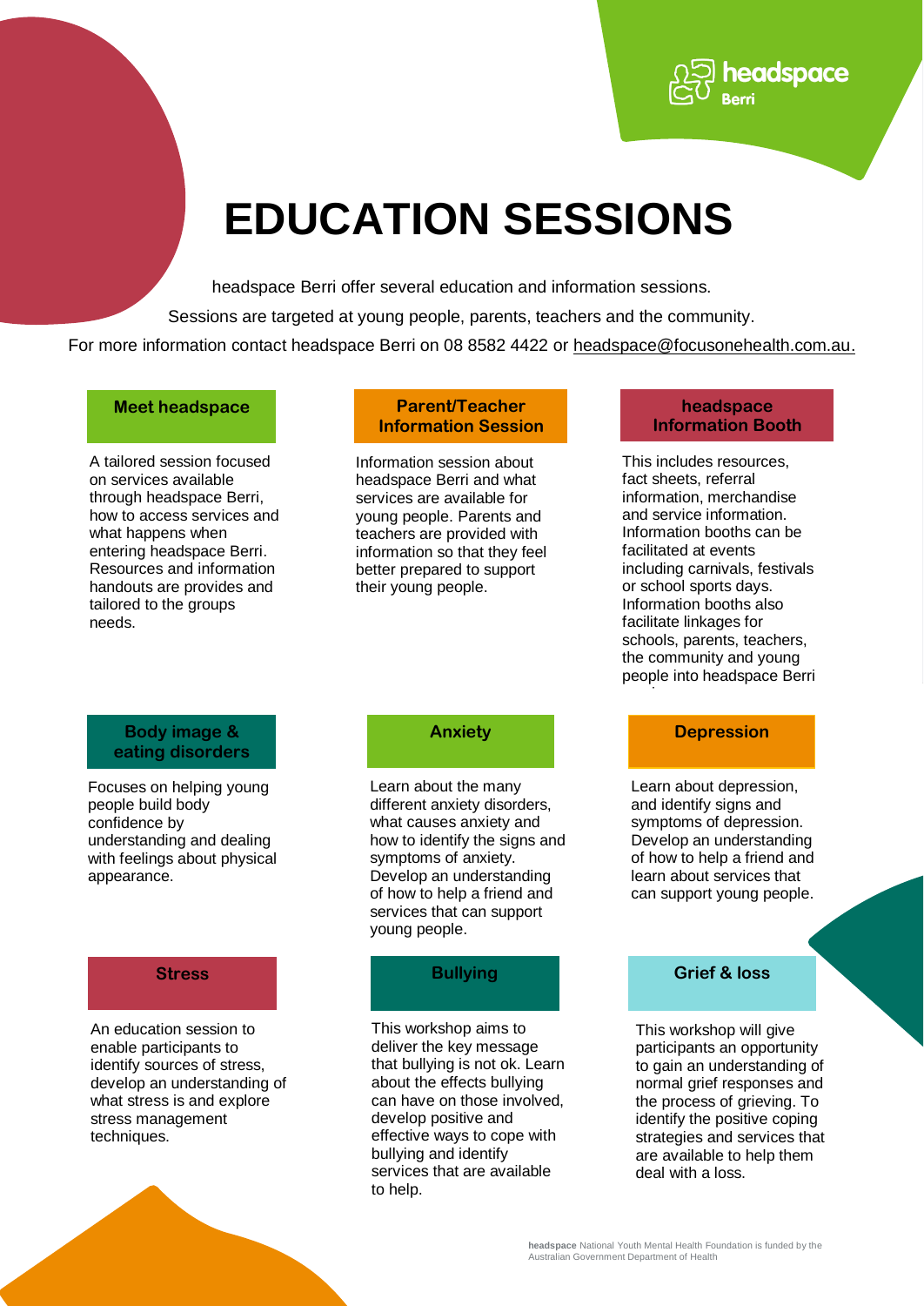headspace Berri

# EDUCATION SESSIONS

headspace Berri offer several education and information sessions.

Sessions are targeted at young people, parents, teachers and the community.

For more information contact headspace Berri on 08 8582 4422 or headspace@focusonehealth.com.au.

### Meet headspace

A tailored session focused on services available through headspace Berri, how to access services and what happens when entering headspace Berri. Resources and information handouts are provides and tailored to the groups needs.

### Parent/Teacher Information Session

Information session about headspace Berri and what services are available for young people. Parents and teachers are provided with information so that they feel better prepared to support their young people.

### headspace Information Booth

This includes resources, fact sheets, referral information, merchandise and service information. Information booths can be facilitated at events including carnivals, festivals or school sports days. Information booths also facilitate linkages for schools, parents, teachers, the community and young people into headspace Berri

### Body image & eating disorders

Focuses on helping young people build body confidence by understanding and dealing with feelings about physical appearance.

### Anxiety

Learn about the many different anxiety disorders, what causes anxiety and how to identify the signs and symptoms of anxiety. Develop an understanding of how to help a friend and services that can support young people.

### Depression

Learn about depression, and identify signs and symptoms of depression. Develop an understanding of how to help a friend and learn about services that can support young people.

### Stress

An education session to enable participants to identify sources of stress, develop an understanding of what stress is and explore stress management techniques.

### Bullying

This workshop aims to deliver the key message that bullying is not ok. Learn about the effects bullying can have on those involved, develop positive and effective ways to cope with bullying and identify services that are available to help.

### Grief & loss

This workshop will give participants an opportunity to gain an understanding of normal grief responses and the process of grieving. To identify the positive coping strategies and services that are available to help them deal with a loss.

**headspace** National Youth Mental Health Foundation is funded by the Australian Government Department of Health